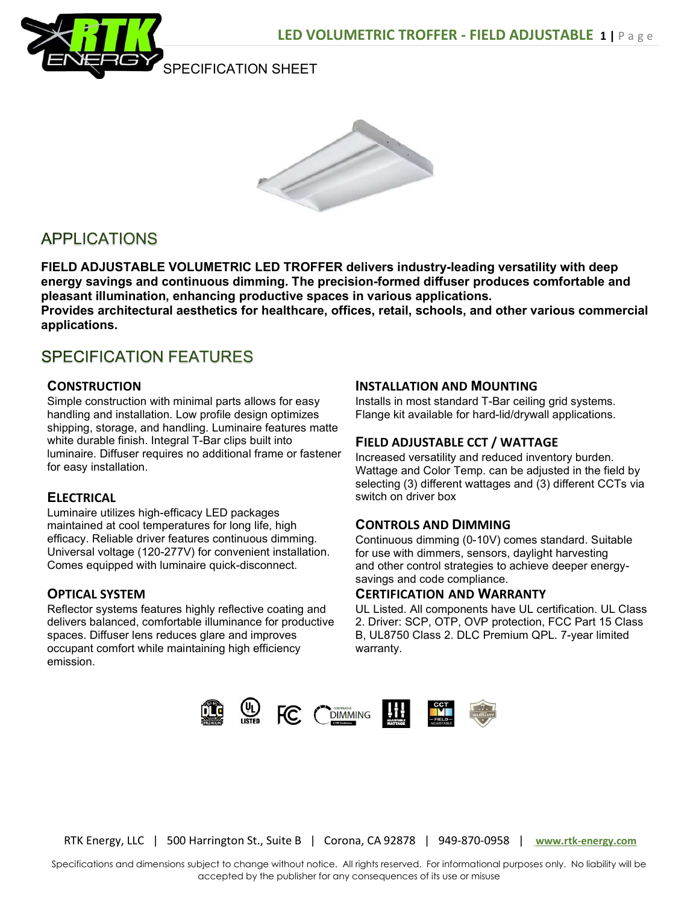# LED VOLUMETRIC TROFFER - FIELD ADJUSTABLE

SPECIFICATION SHEET

## APPLICATIONS

**FIELD ADJUSTABLE VOLUMETRIC LED TROFFER delivers industry-leading versatility with deep energy savings and continuous dimming. The precision-formed diffuser produces comfortable and pleasant illumination, enhancing productive spaces in various applications.**
**Provides architectural aesthetics for healthcare, offices, retail, schools, and other various commercial applications.**

## SPECIFICATION FEATURES

### CONSTRUCTION

Simple construction with minimal parts allows for easy handling and installation. Low profile design optimizes shipping, storage, and handling. Luminaire features matte white durable finish. Integral T-Bar clips built into luminaire. Diffuser requires no additional frame or fastener for easy installation.

### ELECTRICAL

Luminaire utilizes high-efficacy LED packages maintained at cool temperatures for long life, high efficacy. Reliable driver features continuous dimming. Universal voltage (120-277V) for convenient installation. Comes equipped with luminaire quick-disconnect.

### OPTICAL SYSTEM

Reflector systems features highly reflective coating and delivers balanced, comfortable illuminance for productive spaces. Diffuser lens reduces glare and improves occupant comfort while maintaining high efficiency emission.

### INSTALLATION AND MOUNTING

Installs in most standard T-Bar ceiling grid systems. Flange kit available for hard-lid/drywall applications.

### FIELD ADJUSTABLE CCT / WATTAGE

Increased versatility and reduced inventory burden. Wattage and Color Temp. can be adjusted in the field by selecting (3) different wattages and (3) different CCTs via switch on driver box

### CONTROLS AND DIMMING

Continuous dimming (0-10V) comes standard. Suitable for use with dimmers, sensors, daylight harvesting and other control strategies to achieve deeper energy-savings and code compliance.

### CERTIFICATION AND WARRANTY

UL Listed. All components have UL certification. UL Class 2. Driver: SCP, OTP, OVP protection, FCC Part 15 Class B, UL8750 Class 2. DLC Premium QPL. 7-year limited warranty.

RTK Energy, LLC | 500 Harrington St., Suite B | Corona, CA 92878 | 949-870-0958 | www.rtk-energy.com

Specifications and dimensions subject to change without notice. All rights reserved. For informational purposes only. No liability will be accepted by the publisher for any consequences of its use or misuse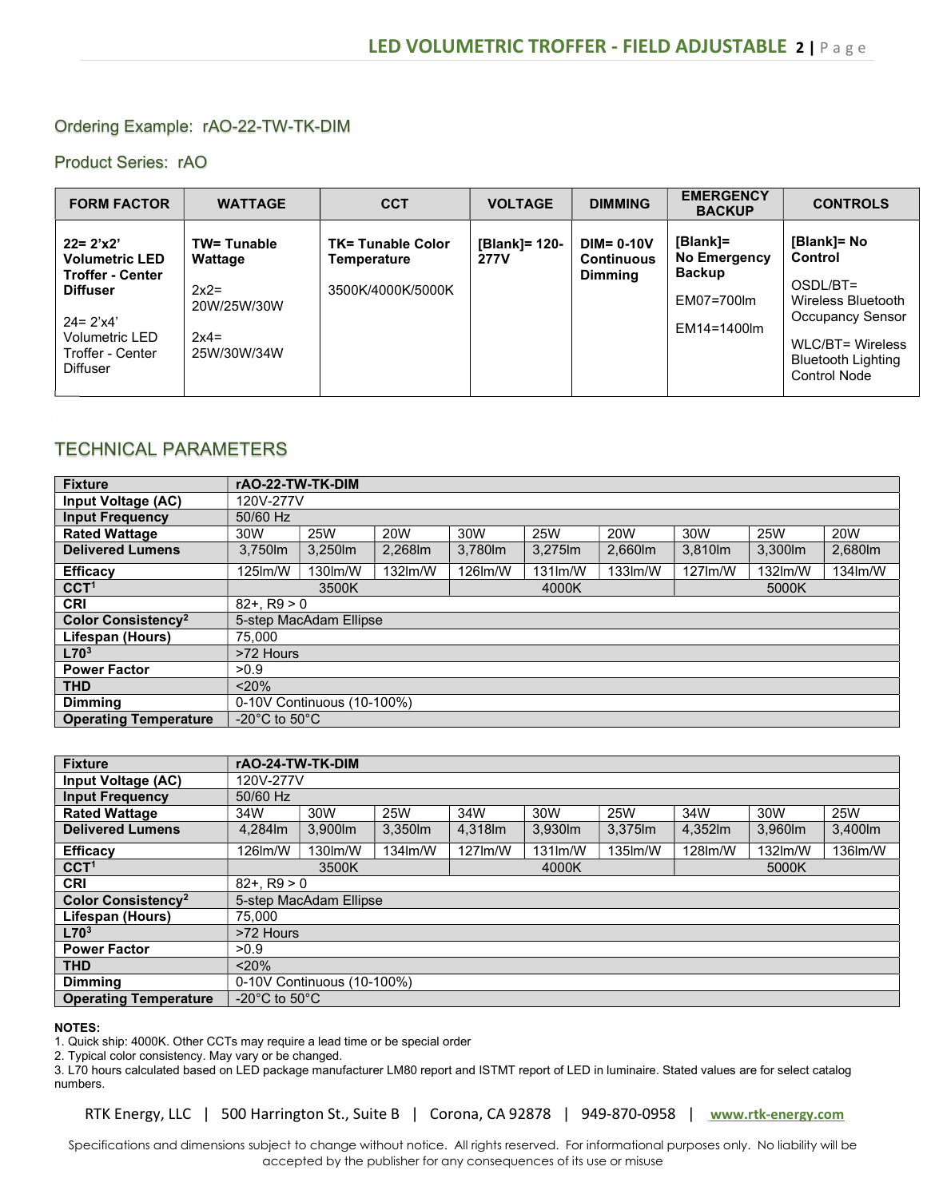Ordering Example: rAO-22-TW-TK-DIM

Product Series: rAO

| FORM FACTOR | WATTAGE | CCT | VOLTAGE | DIMMING | EMERGENCY BACKUP | CONTROLS |
|---|---|---|---|---|---|---|
| **22= 2'x2' Volumetric LED Troffer - Center Diffuser**<br><br>24= 2'x4' Volumetric LED Troffer - Center Diffuser | **TW= Tunable Wattage**<br><br>2x2= 20W/25W/30W<br><br>2x4= 25W/30W/34W | **TK= Tunable Color Temperature**<br><br>3500K/4000K/5000K | **[Blank]= 120-277V** | **DIM= 0-10V Continuous Dimming** | **[Blank]= No Emergency Backup**<br><br>EM07=700lm<br><br>EM14=1400lm | **[Blank]= No Control**<br><br>OSDL/BT= Wireless Bluetooth Occupancy Sensor<br><br>WLC/BT= Wireless Bluetooth Lighting Control Node |

## TECHNICAL PARAMETERS

| **Fixture** | **rAO-22-TW-TK-DIM** | | | | | | | | |
|---|---|---|---|---|---|---|---|---|---|
| **Input Voltage (AC)** | 120V-277V | | | | | | | | |
| **Input Frequency** | 50/60 Hz | | | | | | | | |
| **Rated Wattage** | 30W | 25W | 20W | 30W | 25W | 20W | 30W | 25W | 20W |
| **Delivered Lumens** | 3,750lm | 3,250lm | 2,268lm | 3,780lm | 3,275lm | 2,660lm | 3,810lm | 3,300lm | 2,680lm |
| **Efficacy** | 125lm/W | 130lm/W | 132lm/W | 126lm/W | 131lm/W | 133lm/W | 127lm/W | 132lm/W | 134lm/W |
| **CCT[1]** | 3500K | | | 4000K | | | 5000K | | |
| **CRI** | 82+, R9 > 0 | | | | | | | | |
| **Color Consistency[2]** | 5-step MacAdam Ellipse | | | | | | | | |
| **Lifespan (Hours)** | 75,000 | | | | | | | | |
| **L70[3]** | >72 Hours | | | | | | | | |
| **Power Factor** | >0.9 | | | | | | | | |
| **THD** | <20% | | | | | | | | |
| **Dimming** | 0-10V Continuous (10-100%) | | | | | | | | |
| **Operating Temperature** | -20°C to 50°C | | | | | | | | |

| **Fixture** | **rAO-24-TW-TK-DIM** | | | | | | | | |
|---|---|---|---|---|---|---|---|---|---|
| **Input Voltage (AC)** | 120V-277V | | | | | | | | |
| **Input Frequency** | 50/60 Hz | | | | | | | | |
| **Rated Wattage** | 34W | 30W | 25W | 34W | 30W | 25W | 34W | 30W | 25W |
| **Delivered Lumens** | 4,284lm | 3,900lm | 3,350lm | 4,318lm | 3,930lm | 3,375lm | 4,352lm | 3,960lm | 3,400lm |
| **Efficacy** | 126lm/W | 130lm/W | 134lm/W | 127lm/W | 131lm/W | 135lm/W | 128lm/W | 132lm/W | 136lm/W |
| **CCT[1]** | 3500K | | | 4000K | | | 5000K | | |
| **CRI** | 82+, R9 > 0 | | | | | | | | |
| **Color Consistency[2]** | 5-step MacAdam Ellipse | | | | | | | | |
| **Lifespan (Hours)** | 75,000 | | | | | | | | |
| **L70[3]** | >72 Hours | | | | | | | | |
| **Power Factor** | >0.9 | | | | | | | | |
| **THD** | <20% | | | | | | | | |
| **Dimming** | 0-10V Continuous (10-100%) | | | | | | | | |
| **Operating Temperature** | -20°C to 50°C | | | | | | | | |

**NOTES:**
1. Quick ship: 4000K. Other CCTs may require a lead time or be special order
2. Typical color consistency. May vary or be changed.
3. L70 hours calculated based on LED package manufacturer LM80 report and ISTMT report of LED in luminaire. Stated values are for select catalog numbers.

RTK Energy, LLC | 500 Harrington St., Suite B | Corona, CA 92878 | 949-870-0958 | www.rtk-energy.com

Specifications and dimensions subject to change without notice. All rights reserved. For informational purposes only. No liability will be accepted by the publisher for any consequences of its use or misuse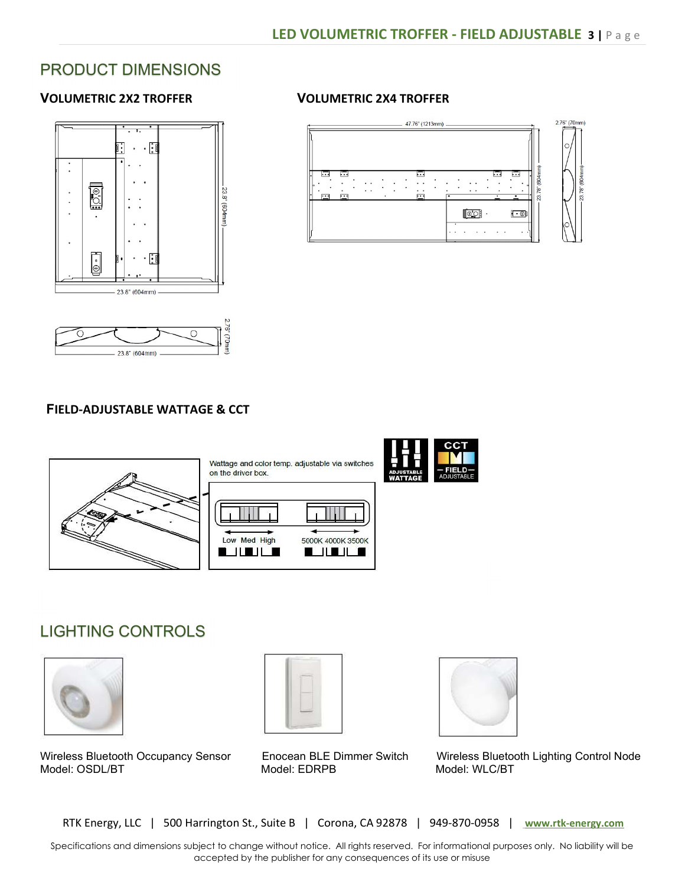## PRODUCT DIMENSIONS

### VOLUMETRIC 2X2 TROFFER

23.8" (604mm)

23.8" (604mm)

23.8" (604mm)

2.76" (70mm)

### VOLUMETRIC 2X4 TROFFER

47.76" (1213mm)

23.78" (604mm)

2.76" (70mm)

23.78" (604mm)

### FIELD-ADJUSTABLE WATTAGE & CCT

Wattage and color temp. adjustable via switches on the driver box.

Low Med High

5000K 4000K 3500K

ADJUSTABLE WATTAGE

CCT — FIELD — ADJUSTABLE

## LIGHTING CONTROLS

Wireless Bluetooth Occupancy Sensor
Model: OSDL/BT

Enocean BLE Dimmer Switch
Model: EDRPB

Wireless Bluetooth Lighting Control Node
Model: WLC/BT

RTK Energy, LLC | 500 Harrington St., Suite B | Corona, CA 92878 | 949-870-0958 | www.rtk-energy.com

Specifications and dimensions subject to change without notice. All rights reserved. For informational purposes only. No liability will be accepted by the publisher for any consequences of its use or misuse